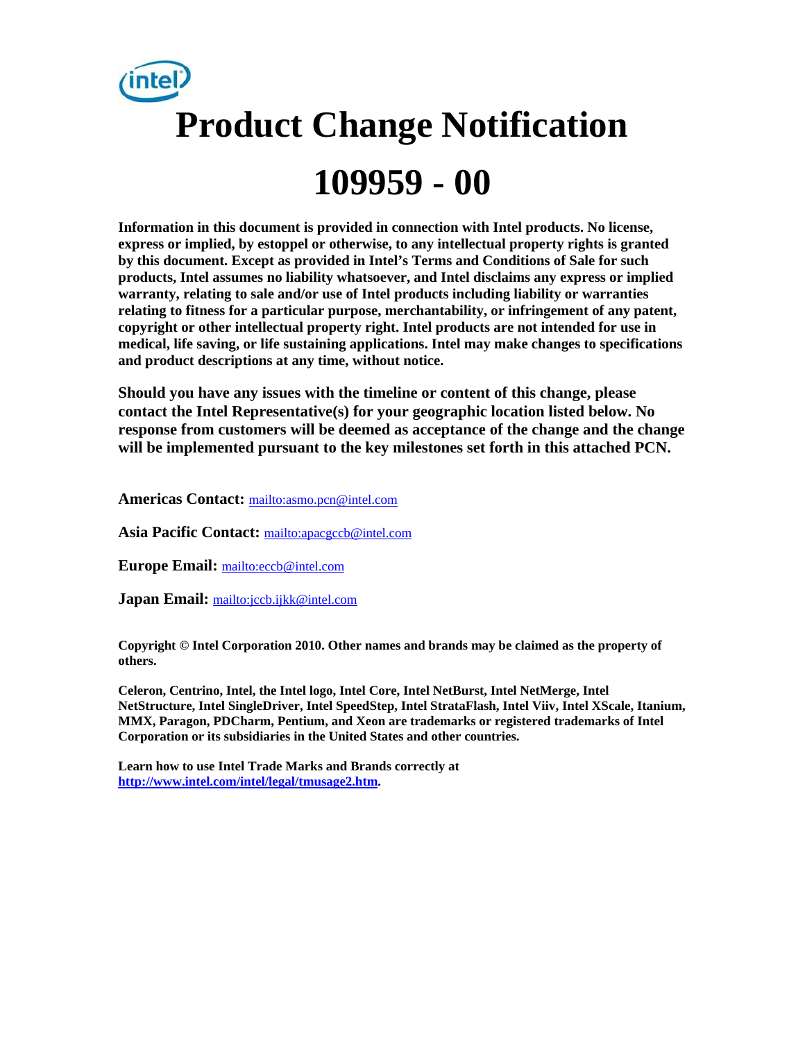# Product Change Notification

# 109959 - 00

**Information in this document is provided in connection with Intel products. No license, express or implied, by estoppel or otherwise, to any intellectual property rights is granted by this document. Except as provided in Intel's Terms and Conditions of Sale for such products, Intel assumes no liability whatsoever, and Intel disclaims any express or implied warranty, relating to sale and/or use of Intel products including liability or warranties relating to fitness for a particular purpose, merchantability, or infringement of any patent, copyright or other intellectual property right. Intel products are not intended for use in medical, life saving, or life sustaining applications. Intel may make changes to specifications and product descriptions at any time, without notice.**

**Should you have any issues with the timeline or content of this change, please contact the Intel Representative(s) for your geographic location listed below. No response from customers will be deemed as acceptance of the change and the change will be implemented pursuant to the key milestones set forth in this attached PCN.**

**Americas Contact:** mailto:asmo.pcn@intel.com

**Asia Pacific Contact:** mailto:apacgccb@intel.com

**Europe Email:** mailto:eccb@intel.com

**Japan Email:** mailto:jccb.ijkk@intel.com

**Copyright © Intel Corporation 2010. Other names and brands may be claimed as the property of others.**

**Celeron, Centrino, Intel, the Intel logo, Intel Core, Intel NetBurst, Intel NetMerge, Intel NetStructure, Intel SingleDriver, Intel SpeedStep, Intel StrataFlash, Intel Viiv, Intel XScale, Itanium, MMX, Paragon, PDCharm, Pentium, and Xeon are trademarks or registered trademarks of Intel Corporation or its subsidiaries in the United States and other countries.**

**Learn how to use Intel Trade Marks and Brands correctly at http://www.intel.com/intel/legal/tmusage2.htm.**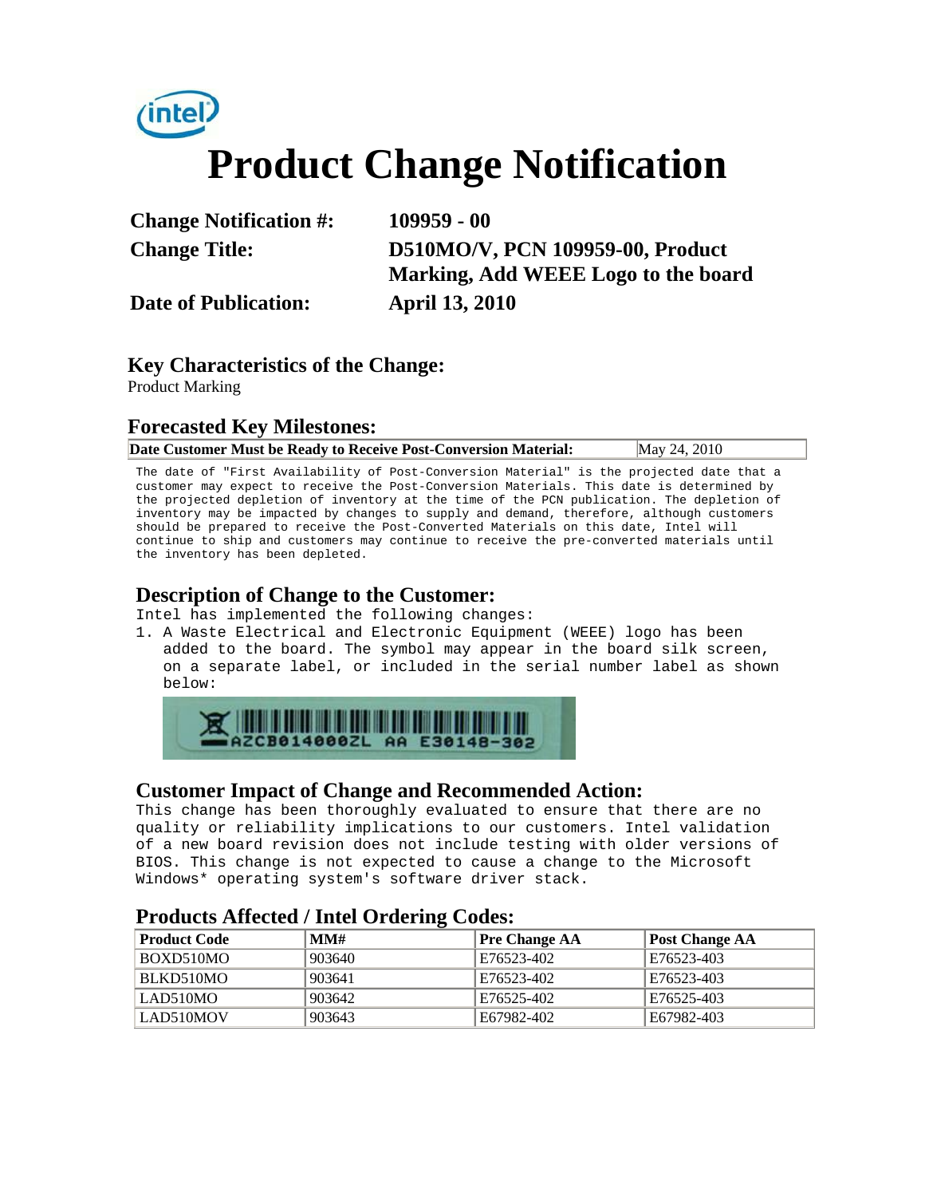# Product Change Notification

**Change Notification #:** 109959 - 00

**Change Title:** D510MO/V, PCN 109959-00, Product Marking, Add WEEE Logo to the board

**Date of Publication:** April 13, 2010

## Key Characteristics of the Change:

Product Marking

## Forecasted Key Milestones:

| Date Customer Must be Ready to Receive Post-Conversion Material: | May 24, 2010 |
|---|---|

The date of "First Availability of Post-Conversion Material" is the projected date that a customer may expect to receive the Post-Conversion Materials. This date is determined by the projected depletion of inventory at the time of the PCN publication. The depletion of inventory may be impacted by changes to supply and demand, therefore, although customers should be prepared to receive the Post-Converted Materials on this date, Intel will continue to ship and customers may continue to receive the pre-converted materials until the inventory has been depleted.

## Description of Change to the Customer:

Intel has implemented the following changes:

1. A Waste Electrical and Electronic Equipment (WEEE) logo has been added to the board. The symbol may appear in the board silk screen, on a separate label, or included in the serial number label as shown below:

## Customer Impact of Change and Recommended Action:

This change has been thoroughly evaluated to ensure that there are no quality or reliability implications to our customers. Intel validation of a new board revision does not include testing with older versions of BIOS. This change is not expected to cause a change to the Microsoft Windows* operating system's software driver stack.

## Products Affected / Intel Ordering Codes:

| Product Code | MM# | Pre Change AA | Post Change AA |
|---|---|---|---|
| BOXD510MO | 903640 | E76523-402 | E76523-403 |
| BLKD510MO | 903641 | E76523-402 | E76523-403 |
| LAD510MO | 903642 | E76525-402 | E76525-403 |
| LAD510MOV | 903643 | E67982-402 | E67982-403 |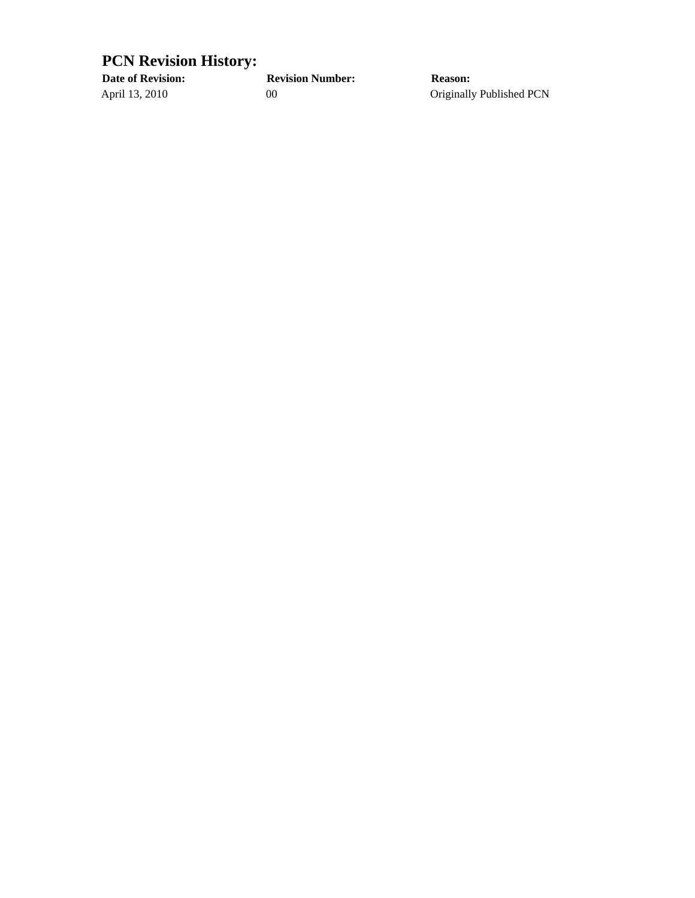## PCN Revision History:

| Date of Revision: | Revision Number: | Reason: |
|---|---|---|
| April 13, 2010 | 00 | Originally Published PCN |